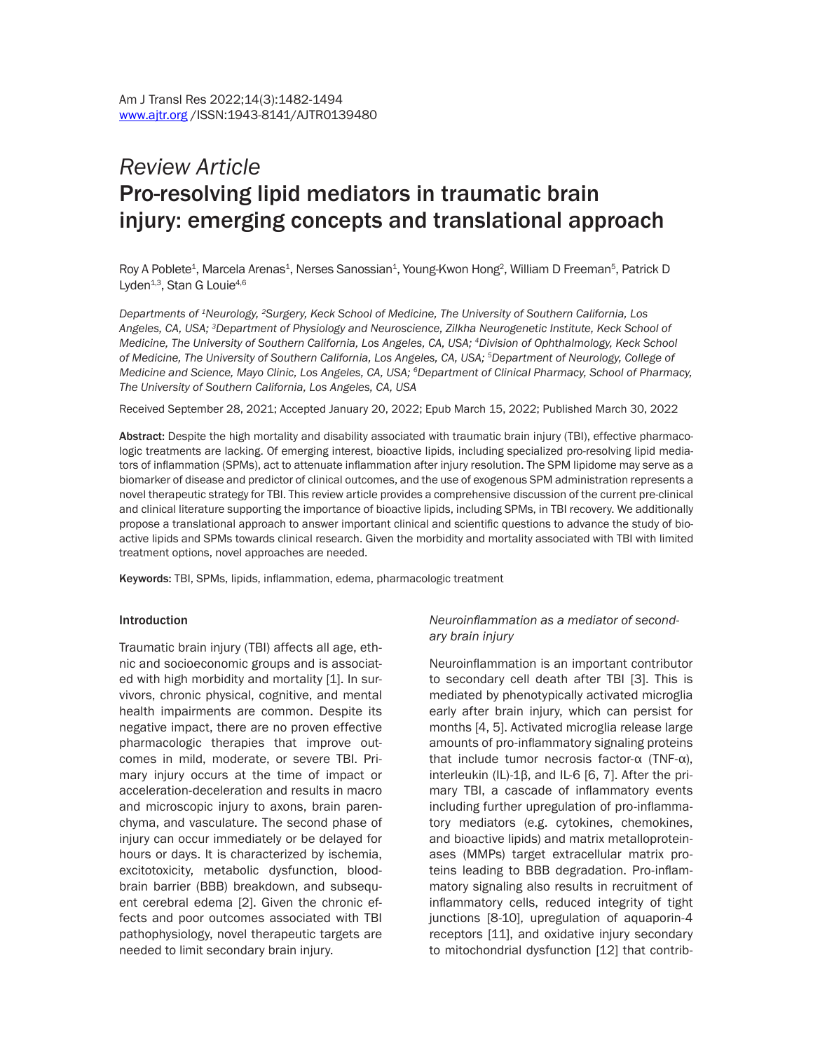*Review Article*

# Pro-resolving lipid mediators in traumatic brain injury: emerging concepts and translational approach

Roy A Poblete[1], Marcela Arenas[1], Nerses Sanossian[1], Young-Kwon Hong[2], William D Freeman[5], Patrick D Lyden[1,3], Stan G Louie[4,6]

*Departments of [1]Neurology, [2]Surgery, Keck School of Medicine, The University of Southern California, Los Angeles, CA, USA; [3]Department of Physiology and Neuroscience, Zilkha Neurogenetic Institute, Keck School of Medicine, The University of Southern California, Los Angeles, CA, USA; [4]Division of Ophthalmology, Keck School of Medicine, The University of Southern California, Los Angeles, CA, USA; [5]Department of Neurology, College of Medicine and Science, Mayo Clinic, Los Angeles, CA, USA; [6]Department of Clinical Pharmacy, School of Pharmacy, The University of Southern California, Los Angeles, CA, USA*

Received September 28, 2021; Accepted January 20, 2022; Epub March 15, 2022; Published March 30, 2022

**Abstract:** Despite the high mortality and disability associated with traumatic brain injury (TBI), effective pharmacologic treatments are lacking. Of emerging interest, bioactive lipids, including specialized pro-resolving lipid mediators of inflammation (SPMs), act to attenuate inflammation after injury resolution. The SPM lipidome may serve as a biomarker of disease and predictor of clinical outcomes, and the use of exogenous SPM administration represents a novel therapeutic strategy for TBI. This review article provides a comprehensive discussion of the current pre-clinical and clinical literature supporting the importance of bioactive lipids, including SPMs, in TBI recovery. We additionally propose a translational approach to answer important clinical and scientific questions to advance the study of bioactive lipids and SPMs towards clinical research. Given the morbidity and mortality associated with TBI with limited treatment options, novel approaches are needed.

**Keywords:** TBI, SPMs, lipids, inflammation, edema, pharmacologic treatment

## Introduction

Traumatic brain injury (TBI) affects all age, ethnic and socioeconomic groups and is associated with high morbidity and mortality [1]. In survivors, chronic physical, cognitive, and mental health impairments are common. Despite its negative impact, there are no proven effective pharmacologic therapies that improve outcomes in mild, moderate, or severe TBI. Primary injury occurs at the time of impact or acceleration-deceleration and results in macro and microscopic injury to axons, brain parenchyma, and vasculature. The second phase of injury can occur immediately or be delayed for hours or days. It is characterized by ischemia, excitotoxicity, metabolic dysfunction, blood-brain barrier (BBB) breakdown, and subsequent cerebral edema [2]. Given the chronic effects and poor outcomes associated with TBI pathophysiology, novel therapeutic targets are needed to limit secondary brain injury.

### *Neuroinflammation as a mediator of secondary brain injury*

Neuroinflammation is an important contributor to secondary cell death after TBI [3]. This is mediated by phenotypically activated microglia early after brain injury, which can persist for months [4, 5]. Activated microglia release large amounts of pro-inflammatory signaling proteins that include tumor necrosis factor-α (TNF-α), interleukin (IL)-1β, and IL-6 [6, 7]. After the primary TBI, a cascade of inflammatory events including further upregulation of pro-inflammatory mediators (e.g. cytokines, chemokines, and bioactive lipids) and matrix metalloproteinases (MMPs) target extracellular matrix proteins leading to BBB degradation. Pro-inflammatory signaling also results in recruitment of inflammatory cells, reduced integrity of tight junctions [8-10], upregulation of aquaporin-4 receptors [11], and oxidative injury secondary to mitochondrial dysfunction [12] that contrib-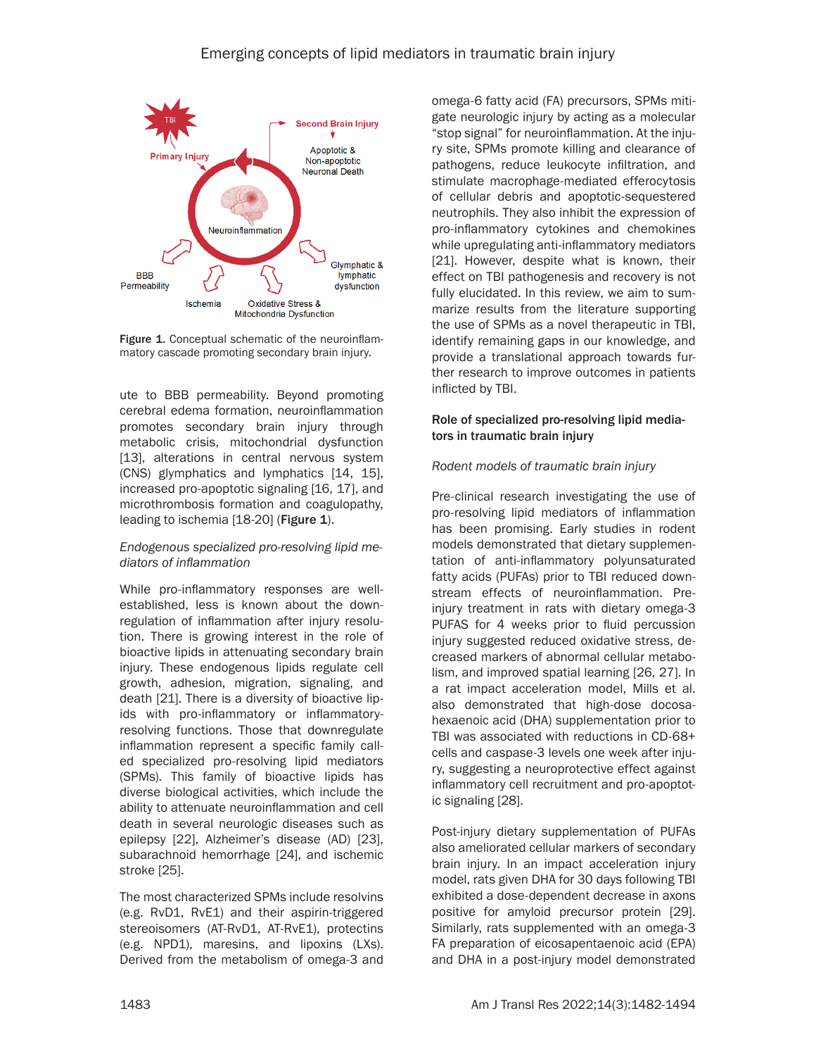Figure 1. Conceptual schematic of the neuroinflammatory cascade promoting secondary brain injury.

ute to BBB permeability. Beyond promoting cerebral edema formation, neuroinflammation promotes secondary brain injury through metabolic crisis, mitochondrial dysfunction [13], alterations in central nervous system (CNS) glymphatics and lymphatics [14, 15], increased pro-apoptotic signaling [16, 17], and microthrombosis formation and coagulopathy, leading to ischemia [18-20] (**Figure 1**).

*Endogenous specialized pro-resolving lipid mediators of inflammation*

While pro-inflammatory responses are well-established, less is known about the downregulation of inflammation after injury resolution. There is growing interest in the role of bioactive lipids in attenuating secondary brain injury. These endogenous lipids regulate cell growth, adhesion, migration, signaling, and death [21]. There is a diversity of bioactive lipids with pro-inflammatory or inflammatory-resolving functions. Those that downregulate inflammation represent a specific family called specialized pro-resolving lipid mediators (SPMs). This family of bioactive lipids has diverse biological activities, which include the ability to attenuate neuroinflammation and cell death in several neurologic diseases such as epilepsy [22], Alzheimer's disease (AD) [23], subarachnoid hemorrhage [24], and ischemic stroke [25].

The most characterized SPMs include resolvins (e.g. RvD1, RvE1) and their aspirin-triggered stereoisomers (AT-RvD1, AT-RvE1), protectins (e.g. NPD1), maresins, and lipoxins (LXs). Derived from the metabolism of omega-3 and omega-6 fatty acid (FA) precursors, SPMs mitigate neurologic injury by acting as a molecular "stop signal" for neuroinflammation. At the injury site, SPMs promote killing and clearance of pathogens, reduce leukocyte infiltration, and stimulate macrophage-mediated efferocytosis of cellular debris and apoptotic-sequestered neutrophils. They also inhibit the expression of pro-inflammatory cytokines and chemokines while upregulating anti-inflammatory mediators [21]. However, despite what is known, their effect on TBI pathogenesis and recovery is not fully elucidated. In this review, we aim to summarize results from the literature supporting the use of SPMs as a novel therapeutic in TBI, identify remaining gaps in our knowledge, and provide a translational approach towards further research to improve outcomes in patients inflicted by TBI.

## Role of specialized pro-resolving lipid mediators in traumatic brain injury

*Rodent models of traumatic brain injury*

Pre-clinical research investigating the use of pro-resolving lipid mediators of inflammation has been promising. Early studies in rodent models demonstrated that dietary supplementation of anti-inflammatory polyunsaturated fatty acids (PUFAs) prior to TBI reduced downstream effects of neuroinflammation. Pre-injury treatment in rats with dietary omega-3 PUFAS for 4 weeks prior to fluid percussion injury suggested reduced oxidative stress, decreased markers of abnormal cellular metabolism, and improved spatial learning [26, 27]. In a rat impact acceleration model, Mills et al. also demonstrated that high-dose docosahexaenoic acid (DHA) supplementation prior to TBI was associated with reductions in CD-68+ cells and caspase-3 levels one week after injury, suggesting a neuroprotective effect against inflammatory cell recruitment and pro-apoptotic signaling [28].

Post-injury dietary supplementation of PUFAs also ameliorated cellular markers of secondary brain injury. In an impact acceleration injury model, rats given DHA for 30 days following TBI exhibited a dose-dependent decrease in axons positive for amyloid precursor protein [29]. Similarly, rats supplemented with an omega-3 FA preparation of eicosapentaenoic acid (EPA) and DHA in a post-injury model demonstrated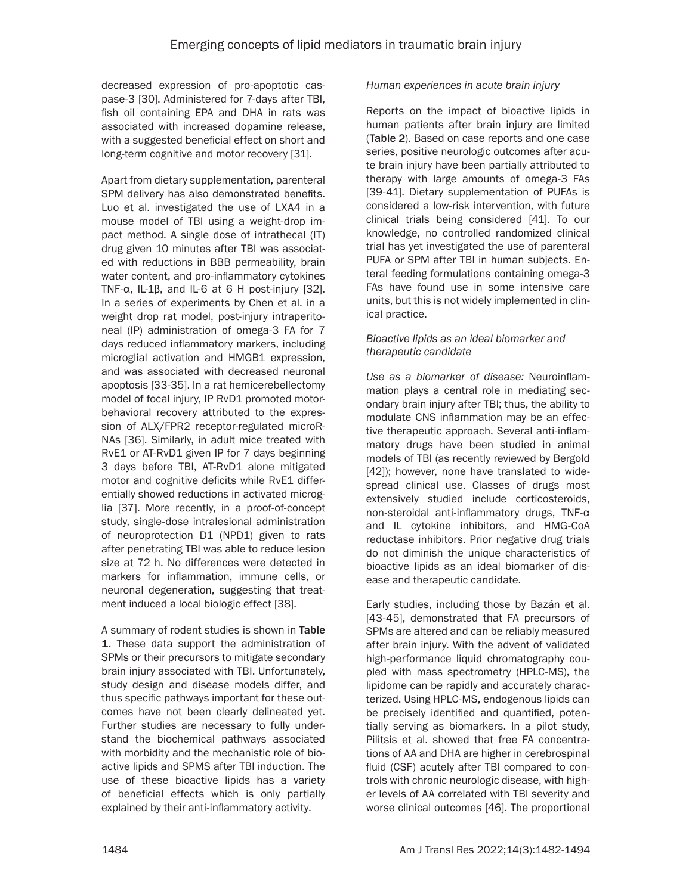decreased expression of pro-apoptotic caspase-3 [30]. Administered for 7-days after TBI, fish oil containing EPA and DHA in rats was associated with increased dopamine release, with a suggested beneficial effect on short and long-term cognitive and motor recovery [31].

Apart from dietary supplementation, parenteral SPM delivery has also demonstrated benefits. Luo et al. investigated the use of LXA4 in a mouse model of TBI using a weight-drop impact method. A single dose of intrathecal (IT) drug given 10 minutes after TBI was associated with reductions in BBB permeability, brain water content, and pro-inflammatory cytokines TNF-α, IL-1β, and IL-6 at 6 H post-injury [32]. In a series of experiments by Chen et al. in a weight drop rat model, post-injury intraperitoneal (IP) administration of omega-3 FA for 7 days reduced inflammatory markers, including microglial activation and HMGB1 expression, and was associated with decreased neuronal apoptosis [33-35]. In a rat hemicerebellectomy model of focal injury, IP RvD1 promoted motor-behavioral recovery attributed to the expression of ALX/FPR2 receptor-regulated microRNAs [36]. Similarly, in adult mice treated with RvE1 or AT-RvD1 given IP for 7 days beginning 3 days before TBI, AT-RvD1 alone mitigated motor and cognitive deficits while RvE1 differentially showed reductions in activated microglia [37]. More recently, in a proof-of-concept study, single-dose intralesional administration of neuroprotection D1 (NPD1) given to rats after penetrating TBI was able to reduce lesion size at 72 h. No differences were detected in markers for inflammation, immune cells, or neuronal degeneration, suggesting that treatment induced a local biologic effect [38].

A summary of rodent studies is shown in **Table 1**. These data support the administration of SPMs or their precursors to mitigate secondary brain injury associated with TBI. Unfortunately, study design and disease models differ, and thus specific pathways important for these outcomes have not been clearly delineated yet. Further studies are necessary to fully understand the biochemical pathways associated with morbidity and the mechanistic role of bioactive lipids and SPMS after TBI induction. The use of these bioactive lipids has a variety of beneficial effects which is only partially explained by their anti-inflammatory activity.

*Human experiences in acute brain injury*

Reports on the impact of bioactive lipids in human patients after brain injury are limited (**Table 2**). Based on case reports and one case series, positive neurologic outcomes after acute brain injury have been partially attributed to therapy with large amounts of omega-3 FAs [39-41]. Dietary supplementation of PUFAs is considered a low-risk intervention, with future clinical trials being considered [41]. To our knowledge, no controlled randomized clinical trial has yet investigated the use of parenteral PUFA or SPM after TBI in human subjects. Enteral feeding formulations containing omega-3 FAs have found use in some intensive care units, but this is not widely implemented in clinical practice.

*Bioactive lipids as an ideal biomarker and therapeutic candidate*

*Use as a biomarker of disease:* Neuroinflammation plays a central role in mediating secondary brain injury after TBI; thus, the ability to modulate CNS inflammation may be an effective therapeutic approach. Several anti-inflammatory drugs have been studied in animal models of TBI (as recently reviewed by Bergold [42]); however, none have translated to widespread clinical use. Classes of drugs most extensively studied include corticosteroids, non-steroidal anti-inflammatory drugs, TNF-α and IL cytokine inhibitors, and HMG-CoA reductase inhibitors. Prior negative drug trials do not diminish the unique characteristics of bioactive lipids as an ideal biomarker of disease and therapeutic candidate.

Early studies, including those by Bazán et al. [43-45], demonstrated that FA precursors of SPMs are altered and can be reliably measured after brain injury. With the advent of validated high-performance liquid chromatography coupled with mass spectrometry (HPLC-MS), the lipidome can be rapidly and accurately characterized. Using HPLC-MS, endogenous lipids can be precisely identified and quantified, potentially serving as biomarkers. In a pilot study, Pilitsis et al. showed that free FA concentrations of AA and DHA are higher in cerebrospinal fluid (CSF) acutely after TBI compared to controls with chronic neurologic disease, with higher levels of AA correlated with TBI severity and worse clinical outcomes [46]. The proportional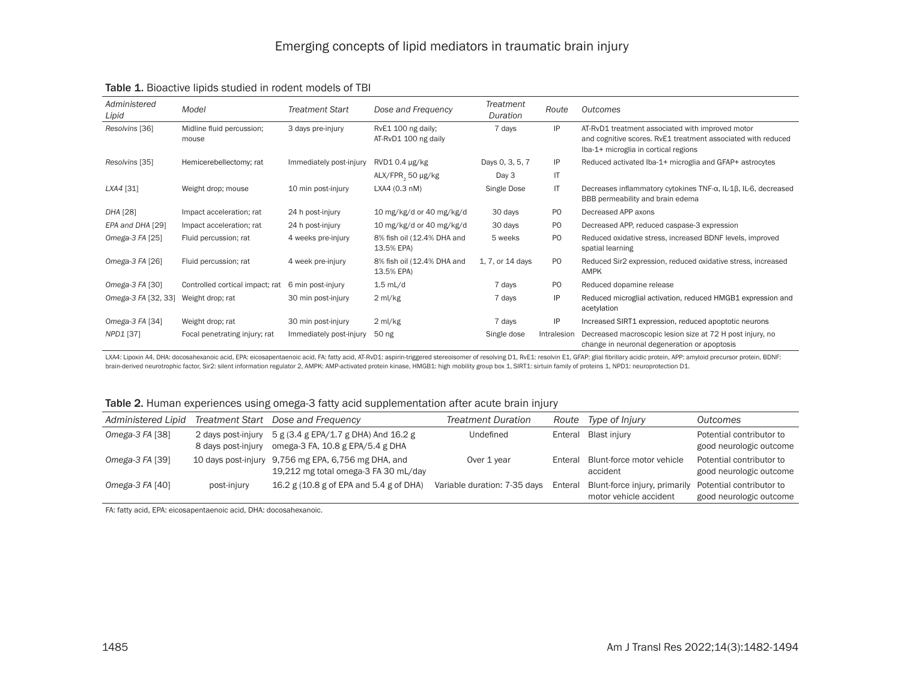**Table 1.** Bioactive lipids studied in rodent models of TBI

| *Administered Lipid* | *Model* | *Treatment Start* | *Dose and Frequency* | *Treatment Duration* | *Route* | *Outcomes* |
|---|---|---|---|---|---|---|
| *Resolvins* [36] | Midline fluid percussion; mouse | 3 days pre-injury | RvE1 100 ng daily; AT-RvD1 100 ng daily | 7 days | IP | AT-RvD1 treatment associated with improved motor and cognitive scores. RvE1 treatment associated with reduced Iba-1+ microglia in cortical regions |
| *Resolvins* [35] | Hemicerebellectomy; rat | Immediately post-injury | RVD1 0.4 μg/kg | Days 0, 3, 5, 7 | IP | Reduced activated Iba-1+ microglia and GFAP+ astrocytes |
| | | | ALX/FPR$_2$ 50 μg/kg | Day 3 | IT | |
| *LXA4* [31] | Weight drop; mouse | 10 min post-injury | LXA4 (0.3 nM) | Single Dose | IT | Decreases inflammatory cytokines TNF-α, IL-1β, IL-6, decreased BBB permeability and brain edema |
| *DHA* [28] | Impact acceleration; rat | 24 h post-injury | 10 mg/kg/d or 40 mg/kg/d | 30 days | PO | Decreased APP axons |
| *EPA and DHA* [29] | Impact acceleration; rat | 24 h post-injury | 10 mg/kg/d or 40 mg/kg/d | 30 days | PO | Decreased APP, reduced caspase-3 expression |
| *Omega-3 FA* [25] | Fluid percussion; rat | 4 weeks pre-injury | 8% fish oil (12.4% DHA and 13.5% EPA) | 5 weeks | PO | Reduced oxidative stress, increased BDNF levels, improved spatial learning |
| *Omega-3 FA* [26] | Fluid percussion; rat | 4 week pre-injury | 8% fish oil (12.4% DHA and 13.5% EPA) | 1, 7, or 14 days | PO | Reduced Sir2 expression, reduced oxidative stress, increased AMPK |
| *Omega-3 FA* [30] | Controlled cortical impact; rat | 6 min post-injury | 1.5 mL/d | 7 days | PO | Reduced dopamine release |
| *Omega-3 FA* [32, 33] | Weight drop; rat | 30 min post-injury | 2 ml/kg | 7 days | IP | Reduced microglial activation, reduced HMGB1 expression and acetylation |
| *Omega-3 FA* [34] | Weight drop; rat | 30 min post-injury | 2 ml/kg | 7 days | IP | Increased SIRT1 expression, reduced apoptotic neurons |
| *NPD1* [37] | Focal penetrating injury; rat | Immediately post-injury | 50 ng | Single dose | Intralesion | Decreased macroscopic lesion size at 72 H post injury, no change in neuronal degeneration or apoptosis |

LXA4: Lipoxin A4, DHA: docosahexanoic acid, EPA: eicosapentaenoic acid, FA: fatty acid, AT-RvD1: aspirin-triggered stereoisomer of resolving D1, RvE1: resolvin E1, GFAP: glial fibrillary acidic protein, APP: amyloid precursor protein, BDNF: brain-derived neurotrophic factor, Sir2: silent information regulator 2, AMPK: AMP-activated protein kinase, HMGB1: high mobility group box 1, SIRT1: sirtuin family of proteins 1, NPD1: neuroprotection D1.

**Table 2.** Human experiences using omega-3 fatty acid supplementation after acute brain injury

| *Administered Lipid* | *Treatment Start* | *Dose and Frequency* | *Treatment Duration* | *Route* | *Type of Injury* | *Outcomes* |
|---|---|---|---|---|---|---|
| *Omega-3 FA* [38] | 2 days post-injury 8 days post-injury | 5 g (3.4 g EPA/1.7 g DHA) And 16.2 g omega-3 FA, 10.8 g EPA/5.4 g DHA | Undefined | Enteral | Blast injury | Potential contributor to good neurologic outcome |
| *Omega-3 FA* [39] | 10 days post-injury | 9,756 mg EPA, 6,756 mg DHA, and 19,212 mg total omega-3 FA 30 mL/day | Over 1 year | Enteral | Blunt-force motor vehicle accident | Potential contributor to good neurologic outcome |
| *Omega-3 FA* [40] | post-injury | 16.2 g (10.8 g of EPA and 5.4 g of DHA) | Variable duration: 7-35 days | Enteral | Blunt-force injury, primarily motor vehicle accident | Potential contributor to good neurologic outcome |

FA: fatty acid, EPA: eicosapentaenoic acid, DHA: docosahexanoic.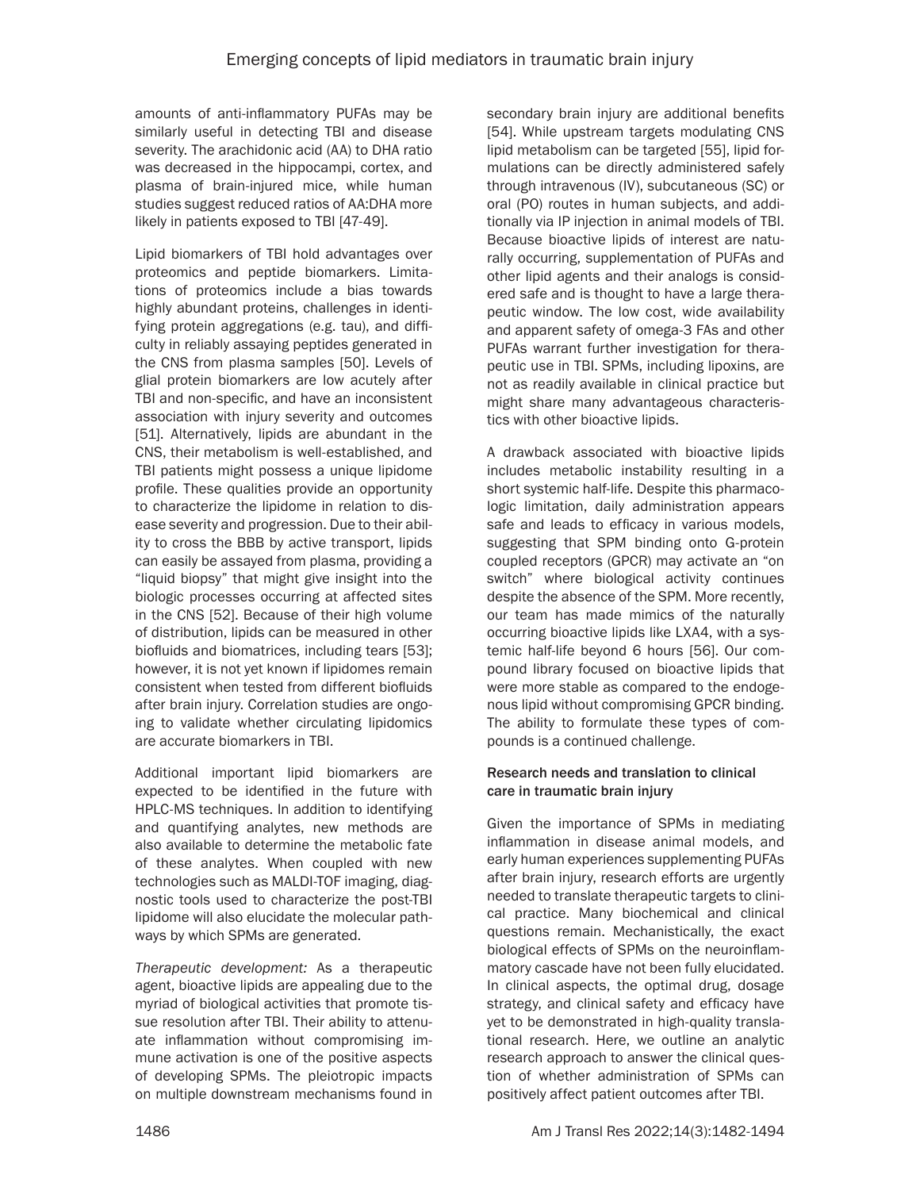amounts of anti-inflammatory PUFAs may be similarly useful in detecting TBI and disease severity. The arachidonic acid (AA) to DHA ratio was decreased in the hippocampi, cortex, and plasma of brain-injured mice, while human studies suggest reduced ratios of AA:DHA more likely in patients exposed to TBI [47-49].

Lipid biomarkers of TBI hold advantages over proteomics and peptide biomarkers. Limitations of proteomics include a bias towards highly abundant proteins, challenges in identifying protein aggregations (e.g. tau), and difficulty in reliably assaying peptides generated in the CNS from plasma samples [50]. Levels of glial protein biomarkers are low acutely after TBI and non-specific, and have an inconsistent association with injury severity and outcomes [51]. Alternatively, lipids are abundant in the CNS, their metabolism is well-established, and TBI patients might possess a unique lipidome profile. These qualities provide an opportunity to characterize the lipidome in relation to disease severity and progression. Due to their ability to cross the BBB by active transport, lipids can easily be assayed from plasma, providing a "liquid biopsy" that might give insight into the biologic processes occurring at affected sites in the CNS [52]. Because of their high volume of distribution, lipids can be measured in other biofluids and biomatrices, including tears [53]; however, it is not yet known if lipidomes remain consistent when tested from different biofluids after brain injury. Correlation studies are ongoing to validate whether circulating lipidomics are accurate biomarkers in TBI.

Additional important lipid biomarkers are expected to be identified in the future with HPLC-MS techniques. In addition to identifying and quantifying analytes, new methods are also available to determine the metabolic fate of these analytes. When coupled with new technologies such as MALDI-TOF imaging, diagnostic tools used to characterize the post-TBI lipidome will also elucidate the molecular pathways by which SPMs are generated.

*Therapeutic development:* As a therapeutic agent, bioactive lipids are appealing due to the myriad of biological activities that promote tissue resolution after TBI. Their ability to attenuate inflammation without compromising immune activation is one of the positive aspects of developing SPMs. The pleiotropic impacts on multiple downstream mechanisms found in secondary brain injury are additional benefits [54]. While upstream targets modulating CNS lipid metabolism can be targeted [55], lipid formulations can be directly administered safely through intravenous (IV), subcutaneous (SC) or oral (PO) routes in human subjects, and additionally via IP injection in animal models of TBI. Because bioactive lipids of interest are naturally occurring, supplementation of PUFAs and other lipid agents and their analogs is considered safe and is thought to have a large therapeutic window. The low cost, wide availability and apparent safety of omega-3 FAs and other PUFAs warrant further investigation for therapeutic use in TBI. SPMs, including lipoxins, are not as readily available in clinical practice but might share many advantageous characteristics with other bioactive lipids.

A drawback associated with bioactive lipids includes metabolic instability resulting in a short systemic half-life. Despite this pharmacologic limitation, daily administration appears safe and leads to efficacy in various models, suggesting that SPM binding onto G-protein coupled receptors (GPCR) may activate an "on switch" where biological activity continues despite the absence of the SPM. More recently, our team has made mimics of the naturally occurring bioactive lipids like LXA4, with a systemic half-life beyond 6 hours [56]. Our compound library focused on bioactive lipids that were more stable as compared to the endogenous lipid without compromising GPCR binding. The ability to formulate these types of compounds is a continued challenge.

### Research needs and translation to clinical care in traumatic brain injury

Given the importance of SPMs in mediating inflammation in disease animal models, and early human experiences supplementing PUFAs after brain injury, research efforts are urgently needed to translate therapeutic targets to clinical practice. Many biochemical and clinical questions remain. Mechanistically, the exact biological effects of SPMs on the neuroinflammatory cascade have not been fully elucidated. In clinical aspects, the optimal drug, dosage strategy, and clinical safety and efficacy have yet to be demonstrated in high-quality translational research. Here, we outline an analytic research approach to answer the clinical question of whether administration of SPMs can positively affect patient outcomes after TBI.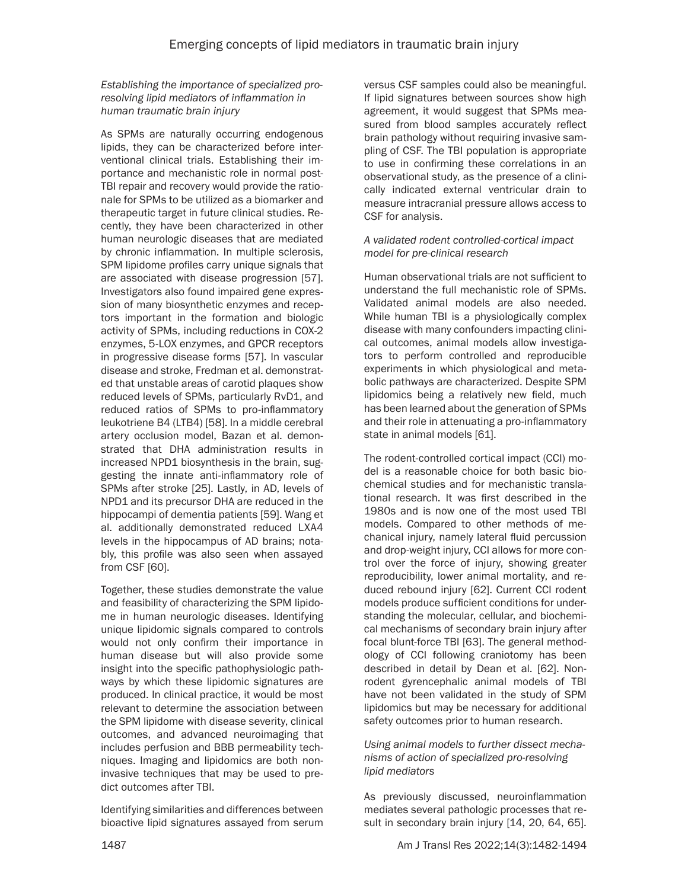*Establishing the importance of specialized pro-resolving lipid mediators of inflammation in human traumatic brain injury*

As SPMs are naturally occurring endogenous lipids, they can be characterized before interventional clinical trials. Establishing their importance and mechanistic role in normal post-TBI repair and recovery would provide the rationale for SPMs to be utilized as a biomarker and therapeutic target in future clinical studies. Recently, they have been characterized in other human neurologic diseases that are mediated by chronic inflammation. In multiple sclerosis, SPM lipidome profiles carry unique signals that are associated with disease progression [57]. Investigators also found impaired gene expression of many biosynthetic enzymes and receptors important in the formation and biologic activity of SPMs, including reductions in COX-2 enzymes, 5-LOX enzymes, and GPCR receptors in progressive disease forms [57]. In vascular disease and stroke, Fredman et al. demonstrated that unstable areas of carotid plaques show reduced levels of SPMs, particularly RvD1, and reduced ratios of SPMs to pro-inflammatory leukotriene B4 (LTB4) [58]. In a middle cerebral artery occlusion model, Bazan et al. demonstrated that DHA administration results in increased NPD1 biosynthesis in the brain, suggesting the innate anti-inflammatory role of SPMs after stroke [25]. Lastly, in AD, levels of NPD1 and its precursor DHA are reduced in the hippocampi of dementia patients [59]. Wang et al. additionally demonstrated reduced LXA4 levels in the hippocampus of AD brains; notably, this profile was also seen when assayed from CSF [60].

Together, these studies demonstrate the value and feasibility of characterizing the SPM lipidome in human neurologic diseases. Identifying unique lipidomic signals compared to controls would not only confirm their importance in human disease but will also provide some insight into the specific pathophysiologic pathways by which these lipidomic signatures are produced. In clinical practice, it would be most relevant to determine the association between the SPM lipidome with disease severity, clinical outcomes, and advanced neuroimaging that includes perfusion and BBB permeability techniques. Imaging and lipidomics are both noninvasive techniques that may be used to predict outcomes after TBI.

Identifying similarities and differences between bioactive lipid signatures assayed from serum versus CSF samples could also be meaningful. If lipid signatures between sources show high agreement, it would suggest that SPMs measured from blood samples accurately reflect brain pathology without requiring invasive sampling of CSF. The TBI population is appropriate to use in confirming these correlations in an observational study, as the presence of a clinically indicated external ventricular drain to measure intracranial pressure allows access to CSF for analysis.

*A validated rodent controlled-cortical impact model for pre-clinical research*

Human observational trials are not sufficient to understand the full mechanistic role of SPMs. Validated animal models are also needed. While human TBI is a physiologically complex disease with many confounders impacting clinical outcomes, animal models allow investigators to perform controlled and reproducible experiments in which physiological and metabolic pathways are characterized. Despite SPM lipidomics being a relatively new field, much has been learned about the generation of SPMs and their role in attenuating a pro-inflammatory state in animal models [61].

The rodent-controlled cortical impact (CCI) model is a reasonable choice for both basic biochemical studies and for mechanistic translational research. It was first described in the 1980s and is now one of the most used TBI models. Compared to other methods of mechanical injury, namely lateral fluid percussion and drop-weight injury, CCI allows for more control over the force of injury, showing greater reproducibility, lower animal mortality, and reduced rebound injury [62]. Current CCI rodent models produce sufficient conditions for understanding the molecular, cellular, and biochemical mechanisms of secondary brain injury after focal blunt-force TBI [63]. The general methodology of CCI following craniotomy has been described in detail by Dean et al. [62]. Non-rodent gyrencephalic animal models of TBI have not been validated in the study of SPM lipidomics but may be necessary for additional safety outcomes prior to human research.

*Using animal models to further dissect mechanisms of action of specialized pro-resolving lipid mediators*

As previously discussed, neuroinflammation mediates several pathologic processes that result in secondary brain injury [14, 20, 64, 65].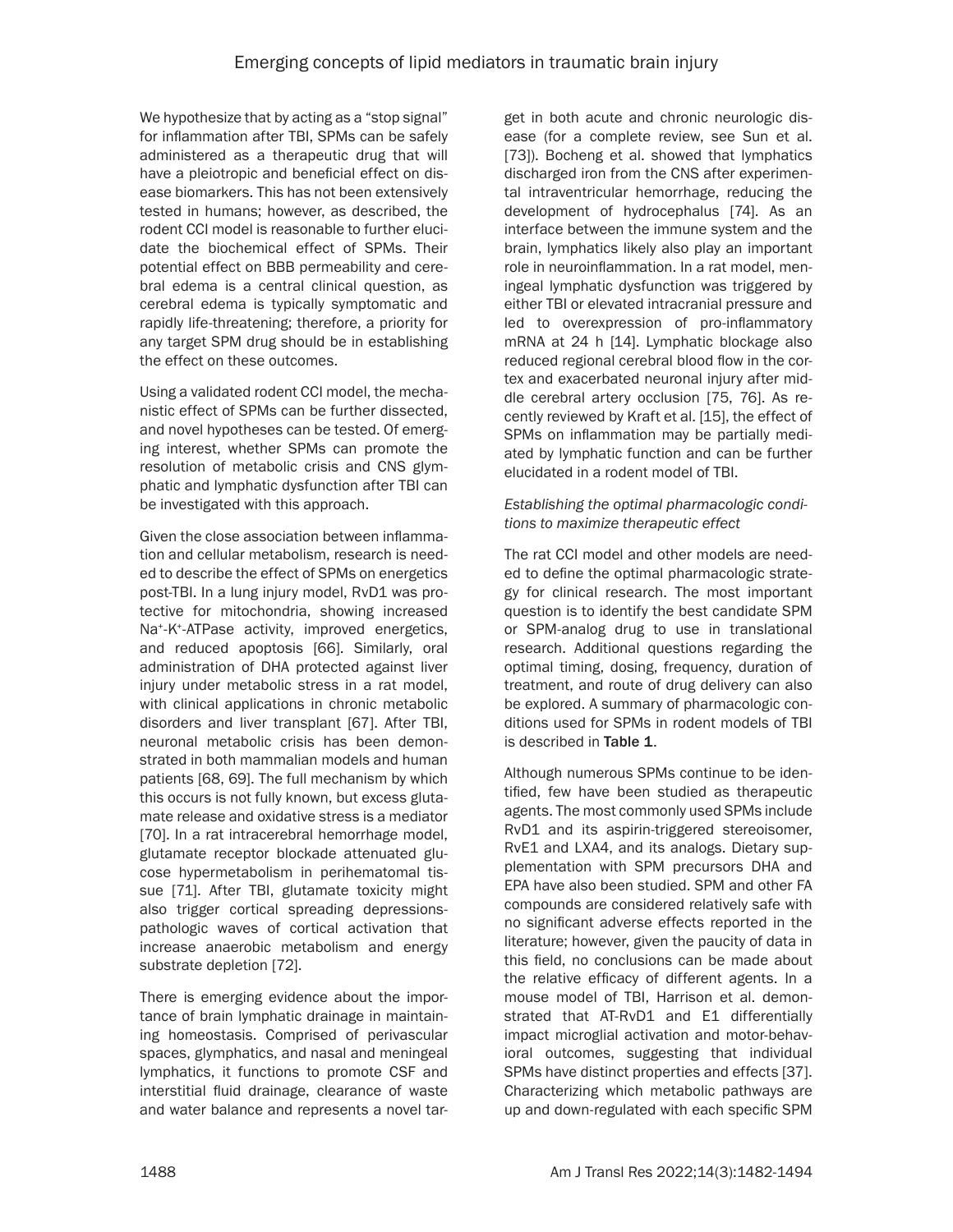We hypothesize that by acting as a "stop signal" for inflammation after TBI, SPMs can be safely administered as a therapeutic drug that will have a pleiotropic and beneficial effect on disease biomarkers. This has not been extensively tested in humans; however, as described, the rodent CCI model is reasonable to further elucidate the biochemical effect of SPMs. Their potential effect on BBB permeability and cerebral edema is a central clinical question, as cerebral edema is typically symptomatic and rapidly life-threatening; therefore, a priority for any target SPM drug should be in establishing the effect on these outcomes.

Using a validated rodent CCI model, the mechanistic effect of SPMs can be further dissected, and novel hypotheses can be tested. Of emerging interest, whether SPMs can promote the resolution of metabolic crisis and CNS glymphatic and lymphatic dysfunction after TBI can be investigated with this approach.

Given the close association between inflammation and cellular metabolism, research is needed to describe the effect of SPMs on energetics post-TBI. In a lung injury model, RvD1 was protective for mitochondria, showing increased $Na^+$-$K^+$-ATPase activity, improved energetics, and reduced apoptosis [66]. Similarly, oral administration of DHA protected against liver injury under metabolic stress in a rat model, with clinical applications in chronic metabolic disorders and liver transplant [67]. After TBI, neuronal metabolic crisis has been demonstrated in both mammalian models and human patients [68, 69]. The full mechanism by which this occurs is not fully known, but excess glutamate release and oxidative stress is a mediator [70]. In a rat intracerebral hemorrhage model, glutamate receptor blockade attenuated glucose hypermetabolism in perihematomal tissue [71]. After TBI, glutamate toxicity might also trigger cortical spreading depressions-pathologic waves of cortical activation that increase anaerobic metabolism and energy substrate depletion [72].

There is emerging evidence about the importance of brain lymphatic drainage in maintaining homeostasis. Comprised of perivascular spaces, glymphatics, and nasal and meningeal lymphatics, it functions to promote CSF and interstitial fluid drainage, clearance of waste and water balance and represents a novel target in both acute and chronic neurologic disease (for a complete review, see Sun et al. [73]). Bocheng et al. showed that lymphatics discharged iron from the CNS after experimental intraventricular hemorrhage, reducing the development of hydrocephalus [74]. As an interface between the immune system and the brain, lymphatics likely also play an important role in neuroinflammation. In a rat model, meningeal lymphatic dysfunction was triggered by either TBI or elevated intracranial pressure and led to overexpression of pro-inflammatory mRNA at 24 h [14]. Lymphatic blockage also reduced regional cerebral blood flow in the cortex and exacerbated neuronal injury after middle cerebral artery occlusion [75, 76]. As recently reviewed by Kraft et al. [15], the effect of SPMs on inflammation may be partially mediated by lymphatic function and can be further elucidated in a rodent model of TBI.

*Establishing the optimal pharmacologic conditions to maximize therapeutic effect*

The rat CCI model and other models are needed to define the optimal pharmacologic strategy for clinical research. The most important question is to identify the best candidate SPM or SPM-analog drug to use in translational research. Additional questions regarding the optimal timing, dosing, frequency, duration of treatment, and route of drug delivery can also be explored. A summary of pharmacologic conditions used for SPMs in rodent models of TBI is described in **Table 1**.

Although numerous SPMs continue to be identified, few have been studied as therapeutic agents. The most commonly used SPMs include RvD1 and its aspirin-triggered stereoisomer, RvE1 and LXA4, and its analogs. Dietary supplementation with SPM precursors DHA and EPA have also been studied. SPM and other FA compounds are considered relatively safe with no significant adverse effects reported in the literature; however, given the paucity of data in this field, no conclusions can be made about the relative efficacy of different agents. In a mouse model of TBI, Harrison et al. demonstrated that AT-RvD1 and E1 differentially impact microglial activation and motor-behavioral outcomes, suggesting that individual SPMs have distinct properties and effects [37]. Characterizing which metabolic pathways are up and down-regulated with each specific SPM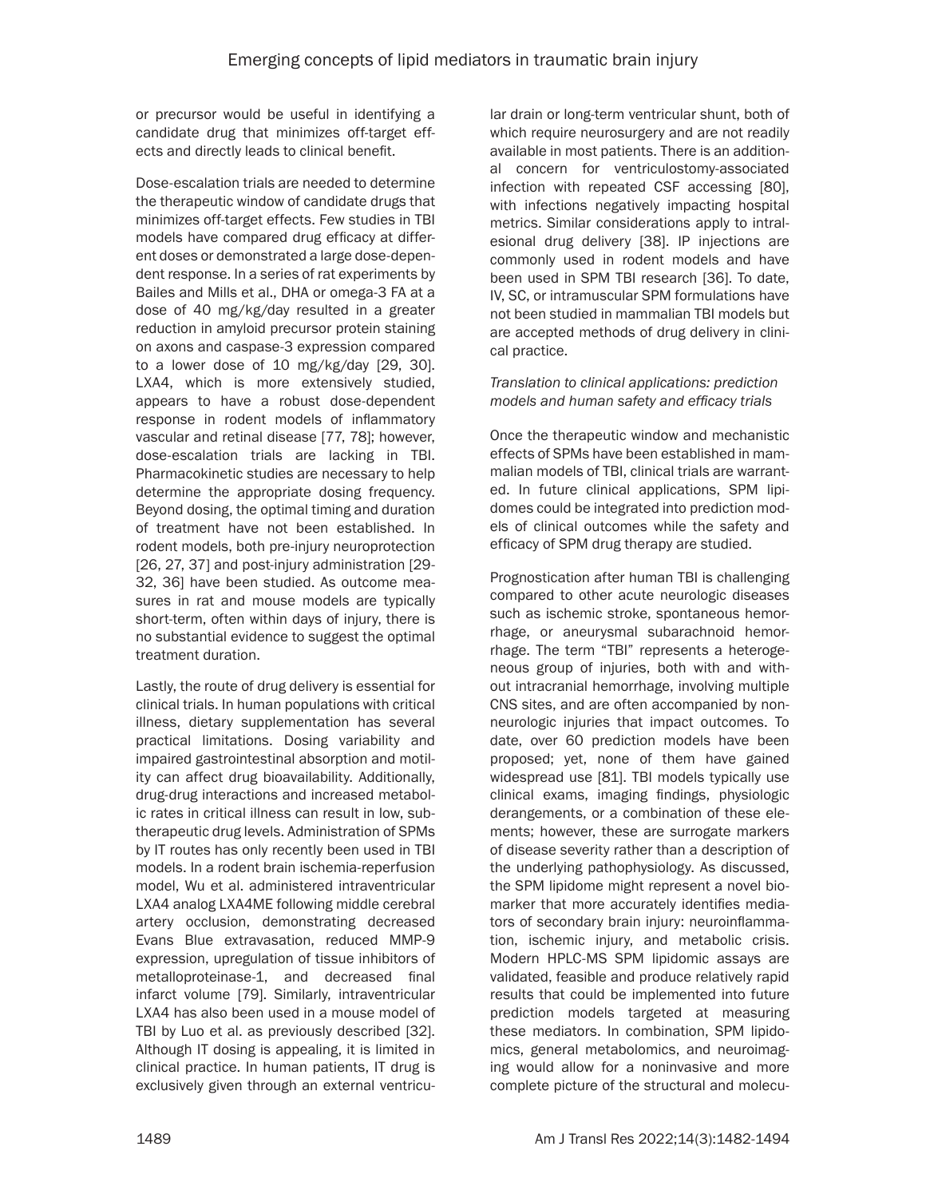or precursor would be useful in identifying a candidate drug that minimizes off-target effects and directly leads to clinical benefit.

Dose-escalation trials are needed to determine the therapeutic window of candidate drugs that minimizes off-target effects. Few studies in TBI models have compared drug efficacy at different doses or demonstrated a large dose-dependent response. In a series of rat experiments by Bailes and Mills et al., DHA or omega-3 FA at a dose of 40 mg/kg/day resulted in a greater reduction in amyloid precursor protein staining on axons and caspase-3 expression compared to a lower dose of 10 mg/kg/day [29, 30]. LXA4, which is more extensively studied, appears to have a robust dose-dependent response in rodent models of inflammatory vascular and retinal disease [77, 78]; however, dose-escalation trials are lacking in TBI. Pharmacokinetic studies are necessary to help determine the appropriate dosing frequency. Beyond dosing, the optimal timing and duration of treatment have not been established. In rodent models, both pre-injury neuroprotection [26, 27, 37] and post-injury administration [29-32, 36] have been studied. As outcome measures in rat and mouse models are typically short-term, often within days of injury, there is no substantial evidence to suggest the optimal treatment duration.

Lastly, the route of drug delivery is essential for clinical trials. In human populations with critical illness, dietary supplementation has several practical limitations. Dosing variability and impaired gastrointestinal absorption and motility can affect drug bioavailability. Additionally, drug-drug interactions and increased metabolic rates in critical illness can result in low, subtherapeutic drug levels. Administration of SPMs by IT routes has only recently been used in TBI models. In a rodent brain ischemia-reperfusion model, Wu et al. administered intraventricular LXA4 analog LXA4ME following middle cerebral artery occlusion, demonstrating decreased Evans Blue extravasation, reduced MMP-9 expression, upregulation of tissue inhibitors of metalloproteinase-1, and decreased final infarct volume [79]. Similarly, intraventricular LXA4 has also been used in a mouse model of TBI by Luo et al. as previously described [32]. Although IT dosing is appealing, it is limited in clinical practice. In human patients, IT drug is exclusively given through an external ventricular drain or long-term ventricular shunt, both of which require neurosurgery and are not readily available in most patients. There is an additional concern for ventriculostomy-associated infection with repeated CSF accessing [80], with infections negatively impacting hospital metrics. Similar considerations apply to intralesional drug delivery [38]. IP injections are commonly used in rodent models and have been used in SPM TBI research [36]. To date, IV, SC, or intramuscular SPM formulations have not been studied in mammalian TBI models but are accepted methods of drug delivery in clinical practice.

*Translation to clinical applications: prediction models and human safety and efficacy trials*

Once the therapeutic window and mechanistic effects of SPMs have been established in mammalian models of TBI, clinical trials are warranted. In future clinical applications, SPM lipidomes could be integrated into prediction models of clinical outcomes while the safety and efficacy of SPM drug therapy are studied.

Prognostication after human TBI is challenging compared to other acute neurologic diseases such as ischemic stroke, spontaneous hemorrhage, or aneurysmal subarachnoid hemorrhage. The term "TBI" represents a heterogeneous group of injuries, both with and without intracranial hemorrhage, involving multiple CNS sites, and are often accompanied by non-neurologic injuries that impact outcomes. To date, over 60 prediction models have been proposed; yet, none of them have gained widespread use [81]. TBI models typically use clinical exams, imaging findings, physiologic derangements, or a combination of these elements; however, these are surrogate markers of disease severity rather than a description of the underlying pathophysiology. As discussed, the SPM lipidome might represent a novel biomarker that more accurately identifies mediators of secondary brain injury: neuroinflammation, ischemic injury, and metabolic crisis. Modern HPLC-MS SPM lipidomic assays are validated, feasible and produce relatively rapid results that could be implemented into future prediction models targeted at measuring these mediators. In combination, SPM lipidomics, general metabolomics, and neuroimaging would allow for a noninvasive and more complete picture of the structural and molecu-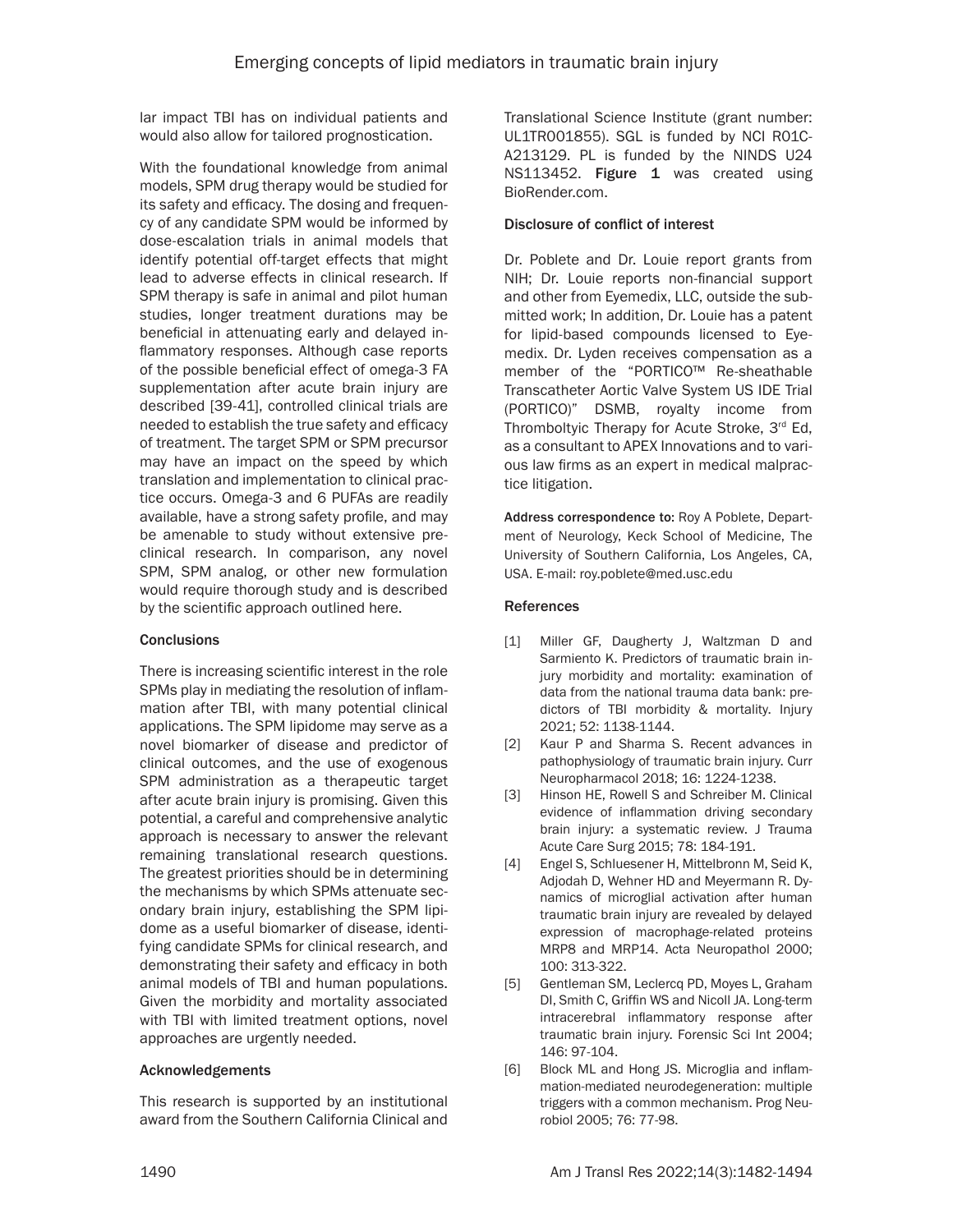lar impact TBI has on individual patients and would also allow for tailored prognostication.

With the foundational knowledge from animal models, SPM drug therapy would be studied for its safety and efficacy. The dosing and frequency of any candidate SPM would be informed by dose-escalation trials in animal models that identify potential off-target effects that might lead to adverse effects in clinical research. If SPM therapy is safe in animal and pilot human studies, longer treatment durations may be beneficial in attenuating early and delayed inflammatory responses. Although case reports of the possible beneficial effect of omega-3 FA supplementation after acute brain injury are described [39-41], controlled clinical trials are needed to establish the true safety and efficacy of treatment. The target SPM or SPM precursor may have an impact on the speed by which translation and implementation to clinical practice occurs. Omega-3 and 6 PUFAs are readily available, have a strong safety profile, and may be amenable to study without extensive preclinical research. In comparison, any novel SPM, SPM analog, or other new formulation would require thorough study and is described by the scientific approach outlined here.

## Conclusions

There is increasing scientific interest in the role SPMs play in mediating the resolution of inflammation after TBI, with many potential clinical applications. The SPM lipidome may serve as a novel biomarker of disease and predictor of clinical outcomes, and the use of exogenous SPM administration as a therapeutic target after acute brain injury is promising. Given this potential, a careful and comprehensive analytic approach is necessary to answer the relevant remaining translational research questions. The greatest priorities should be in determining the mechanisms by which SPMs attenuate secondary brain injury, establishing the SPM lipidome as a useful biomarker of disease, identifying candidate SPMs for clinical research, and demonstrating their safety and efficacy in both animal models of TBI and human populations. Given the morbidity and mortality associated with TBI with limited treatment options, novel approaches are urgently needed.

## Acknowledgements

This research is supported by an institutional award from the Southern California Clinical and Translational Science Institute (grant number: UL1TR001855). SGL is funded by NCI R01CA213129. PL is funded by the NINDS U24 NS113452. **Figure 1** was created using BioRender.com.

## Disclosure of conflict of interest

Dr. Poblete and Dr. Louie report grants from NIH; Dr. Louie reports non-financial support and other from Eyemedix, LLC, outside the submitted work; In addition, Dr. Louie has a patent for lipid-based compounds licensed to Eyemedix. Dr. Lyden receives compensation as a member of the "PORTICO™ Re-sheathable Transcatheter Aortic Valve System US IDE Trial (PORTICO)" DSMB, royalty income from Thromboltyic Therapy for Acute Stroke, 3rd Ed, as a consultant to APEX Innovations and to various law firms as an expert in medical malpractice litigation.

**Address correspondence to:** Roy A Poblete, Department of Neurology, Keck School of Medicine, The University of Southern California, Los Angeles, CA, USA. E-mail: roy.poblete@med.usc.edu

## References

[1] Miller GF, Daugherty J, Waltzman D and Sarmiento K. Predictors of traumatic brain injury morbidity and mortality: examination of data from the national trauma data bank: predictors of TBI morbidity & mortality. Injury 2021; 52: 1138-1144.

[2] Kaur P and Sharma S. Recent advances in pathophysiology of traumatic brain injury. Curr Neuropharmacol 2018; 16: 1224-1238.

[3] Hinson HE, Rowell S and Schreiber M. Clinical evidence of inflammation driving secondary brain injury: a systematic review. J Trauma Acute Care Surg 2015; 78: 184-191.

[4] Engel S, Schluesener H, Mittelbronn M, Seid K, Adjodah D, Wehner HD and Meyermann R. Dynamics of microglial activation after human traumatic brain injury are revealed by delayed expression of macrophage-related proteins MRP8 and MRP14. Acta Neuropathol 2000; 100: 313-322.

[5] Gentleman SM, Leclercq PD, Moyes L, Graham DI, Smith C, Griffin WS and Nicoll JA. Long-term intracerebral inflammatory response after traumatic brain injury. Forensic Sci Int 2004; 146: 97-104.

[6] Block ML and Hong JS. Microglia and inflammation-mediated neurodegeneration: multiple triggers with a common mechanism. Prog Neurobiol 2005; 76: 77-98.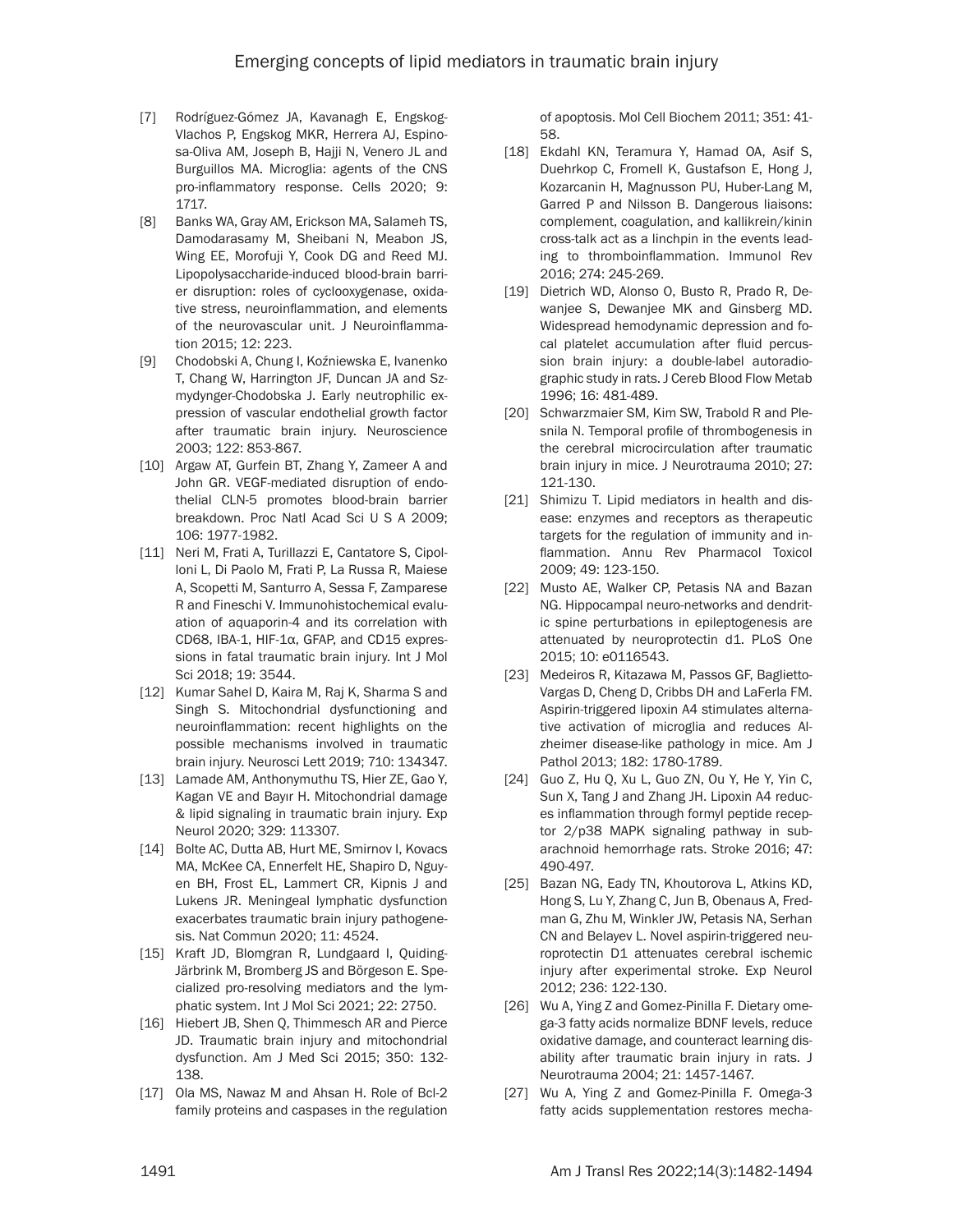[7] Rodríguez-Gómez JA, Kavanagh E, Engskog-Vlachos P, Engskog MKR, Herrera AJ, Espinosa-Oliva AM, Joseph B, Hajji N, Venero JL and Burguillos MA. Microglia: agents of the CNS pro-inflammatory response. Cells 2020; 9: 1717.

[8] Banks WA, Gray AM, Erickson MA, Salameh TS, Damodarasamy M, Sheibani N, Meabon JS, Wing EE, Morofuji Y, Cook DG and Reed MJ. Lipopolysaccharide-induced blood-brain barrier disruption: roles of cyclooxygenase, oxidative stress, neuroinflammation, and elements of the neurovascular unit. J Neuroinflammation 2015; 12: 223.

[9] Chodobski A, Chung I, Koźniewska E, Ivanenko T, Chang W, Harrington JF, Duncan JA and Szmydynger-Chodobska J. Early neutrophilic expression of vascular endothelial growth factor after traumatic brain injury. Neuroscience 2003; 122: 853-867.

[10] Argaw AT, Gurfein BT, Zhang Y, Zameer A and John GR. VEGF-mediated disruption of endothelial CLN-5 promotes blood-brain barrier breakdown. Proc Natl Acad Sci U S A 2009; 106: 1977-1982.

[11] Neri M, Frati A, Turillazzi E, Cantatore S, Cipolloni L, Di Paolo M, Frati P, La Russa R, Maiese A, Scopetti M, Santurro A, Sessa F, Zamparese R and Fineschi V. Immunohistochemical evaluation of aquaporin-4 and its correlation with CD68, IBA-1, HIF-1α, GFAP, and CD15 expressions in fatal traumatic brain injury. Int J Mol Sci 2018; 19: 3544.

[12] Kumar Sahel D, Kaira M, Raj K, Sharma S and Singh S. Mitochondrial dysfunctioning and neuroinflammation: recent highlights on the possible mechanisms involved in traumatic brain injury. Neurosci Lett 2019; 710: 134347.

[13] Lamade AM, Anthonymuthu TS, Hier ZE, Gao Y, Kagan VE and Bayır H. Mitochondrial damage & lipid signaling in traumatic brain injury. Exp Neurol 2020; 329: 113307.

[14] Bolte AC, Dutta AB, Hurt ME, Smirnov I, Kovacs MA, McKee CA, Ennerfelt HE, Shapiro D, Nguyen BH, Frost EL, Lammert CR, Kipnis J and Lukens JR. Meningeal lymphatic dysfunction exacerbates traumatic brain injury pathogenesis. Nat Commun 2020; 11: 4524.

[15] Kraft JD, Blomgran R, Lundgaard I, Quiding-Järbrink M, Bromberg JS and Börgeson E. Specialized pro-resolving mediators and the lymphatic system. Int J Mol Sci 2021; 22: 2750.

[16] Hiebert JB, Shen Q, Thimmesch AR and Pierce JD. Traumatic brain injury and mitochondrial dysfunction. Am J Med Sci 2015; 350: 132-138.

[17] Ola MS, Nawaz M and Ahsan H. Role of Bcl-2 family proteins and caspases in the regulation of apoptosis. Mol Cell Biochem 2011; 351: 41-58.

[18] Ekdahl KN, Teramura Y, Hamad OA, Asif S, Duehrkop C, Fromell K, Gustafson E, Hong J, Kozarcanin H, Magnusson PU, Huber-Lang M, Garred P and Nilsson B. Dangerous liaisons: complement, coagulation, and kallikrein/kinin cross-talk act as a linchpin in the events leading to thromboinflammation. Immunol Rev 2016; 274: 245-269.

[19] Dietrich WD, Alonso O, Busto R, Prado R, Dewanjee S, Dewanjee MK and Ginsberg MD. Widespread hemodynamic depression and focal platelet accumulation after fluid percussion brain injury: a double-label autoradiographic study in rats. J Cereb Blood Flow Metab 1996; 16: 481-489.

[20] Schwarzmaier SM, Kim SW, Trabold R and Plesnila N. Temporal profile of thrombogenesis in the cerebral microcirculation after traumatic brain injury in mice. J Neurotrauma 2010; 27: 121-130.

[21] Shimizu T. Lipid mediators in health and disease: enzymes and receptors as therapeutic targets for the regulation of immunity and inflammation. Annu Rev Pharmacol Toxicol 2009; 49: 123-150.

[22] Musto AE, Walker CP, Petasis NA and Bazan NG. Hippocampal neuro-networks and dendritic spine perturbations in epileptogenesis are attenuated by neuroprotectin d1. PLoS One 2015; 10: e0116543.

[23] Medeiros R, Kitazawa M, Passos GF, Baglietto-Vargas D, Cheng D, Cribbs DH and LaFerla FM. Aspirin-triggered lipoxin A4 stimulates alternative activation of microglia and reduces Alzheimer disease-like pathology in mice. Am J Pathol 2013; 182: 1780-1789.

[24] Guo Z, Hu Q, Xu L, Guo ZN, Ou Y, He Y, Yin C, Sun X, Tang J and Zhang JH. Lipoxin A4 reduces inflammation through formyl peptide receptor 2/p38 MAPK signaling pathway in subarachnoid hemorrhage rats. Stroke 2016; 47: 490-497.

[25] Bazan NG, Eady TN, Khoutorova L, Atkins KD, Hong S, Lu Y, Zhang C, Jun B, Obenaus A, Fredman G, Zhu M, Winkler JW, Petasis NA, Serhan CN and Belayev L. Novel aspirin-triggered neuroprotectin D1 attenuates cerebral ischemic injury after experimental stroke. Exp Neurol 2012; 236: 122-130.

[26] Wu A, Ying Z and Gomez-Pinilla F. Dietary omega-3 fatty acids normalize BDNF levels, reduce oxidative damage, and counteract learning disability after traumatic brain injury in rats. J Neurotrauma 2004; 21: 1457-1467.

[27] Wu A, Ying Z and Gomez-Pinilla F. Omega-3 fatty acids supplementation restores mecha-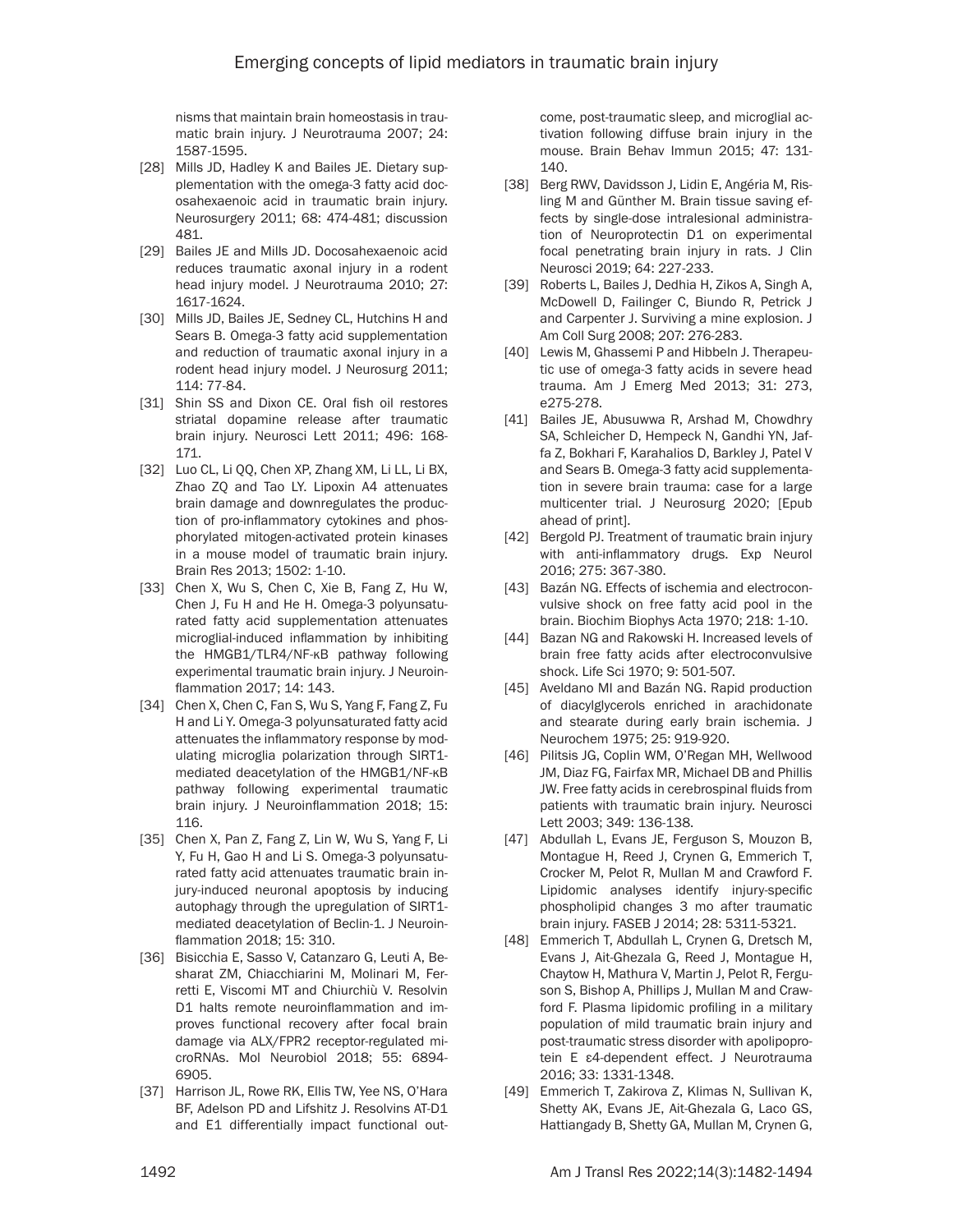nisms that maintain brain homeostasis in traumatic brain injury. J Neurotrauma 2007; 24: 1587-1595.

[28] Mills JD, Hadley K and Bailes JE. Dietary supplementation with the omega-3 fatty acid docosahexaenoic acid in traumatic brain injury. Neurosurgery 2011; 68: 474-481; discussion 481.

[29] Bailes JE and Mills JD. Docosahexaenoic acid reduces traumatic axonal injury in a rodent head injury model. J Neurotrauma 2010; 27: 1617-1624.

[30] Mills JD, Bailes JE, Sedney CL, Hutchins H and Sears B. Omega-3 fatty acid supplementation and reduction of traumatic axonal injury in a rodent head injury model. J Neurosurg 2011; 114: 77-84.

[31] Shin SS and Dixon CE. Oral fish oil restores striatal dopamine release after traumatic brain injury. Neurosci Lett 2011; 496: 168-171.

[32] Luo CL, Li QQ, Chen XP, Zhang XM, Li LL, Li BX, Zhao ZQ and Tao LY. Lipoxin A4 attenuates brain damage and downregulates the production of pro-inflammatory cytokines and phosphorylated mitogen-activated protein kinases in a mouse model of traumatic brain injury. Brain Res 2013; 1502: 1-10.

[33] Chen X, Wu S, Chen C, Xie B, Fang Z, Hu W, Chen J, Fu H and He H. Omega-3 polyunsaturated fatty acid supplementation attenuates microglial-induced inflammation by inhibiting the HMGB1/TLR4/NF-κB pathway following experimental traumatic brain injury. J Neuroinflammation 2017; 14: 143.

[34] Chen X, Chen C, Fan S, Wu S, Yang F, Fang Z, Fu H and Li Y. Omega-3 polyunsaturated fatty acid attenuates the inflammatory response by modulating microglia polarization through SIRT1-mediated deacetylation of the HMGB1/NF-κB pathway following experimental traumatic brain injury. J Neuroinflammation 2018; 15: 116.

[35] Chen X, Pan Z, Fang Z, Lin W, Wu S, Yang F, Li Y, Fu H, Gao H and Li S. Omega-3 polyunsaturated fatty acid attenuates traumatic brain injury-induced neuronal apoptosis by inducing autophagy through the upregulation of SIRT1-mediated deacetylation of Beclin-1. J Neuroinflammation 2018; 15: 310.

[36] Bisicchia E, Sasso V, Catanzaro G, Leuti A, Besharat ZM, Chiacchiarini M, Molinari M, Ferretti E, Viscomi MT and Chiurchiù V. Resolvin D1 halts remote neuroinflammation and improves functional recovery after focal brain damage via ALX/FPR2 receptor-regulated microRNAs. Mol Neurobiol 2018; 55: 6894-6905.

[37] Harrison JL, Rowe RK, Ellis TW, Yee NS, O'Hara BF, Adelson PD and Lifshitz J. Resolvins AT-D1 and E1 differentially impact functional outcome, post-traumatic sleep, and microglial activation following diffuse brain injury in the mouse. Brain Behav Immun 2015; 47: 131-140.

[38] Berg RWV, Davidsson J, Lidin E, Angéria M, Risling M and Günther M. Brain tissue saving effects by single-dose intralesional administration of Neuroprotectin D1 on experimental focal penetrating brain injury in rats. J Clin Neurosci 2019; 64: 227-233.

[39] Roberts L, Bailes J, Dedhia H, Zikos A, Singh A, McDowell D, Failinger C, Biundo R, Petrick J and Carpenter J. Surviving a mine explosion. J Am Coll Surg 2008; 207: 276-283.

[40] Lewis M, Ghassemi P and Hibbeln J. Therapeutic use of omega-3 fatty acids in severe head trauma. Am J Emerg Med 2013; 31: 273, e275-278.

[41] Bailes JE, Abusuwwa R, Arshad M, Chowdhry SA, Schleicher D, Hempeck N, Gandhi YN, Jaffa Z, Bokhari F, Karahalios D, Barkley J, Patel V and Sears B. Omega-3 fatty acid supplementation in severe brain trauma: case for a large multicenter trial. J Neurosurg 2020; [Epub ahead of print].

[42] Bergold PJ. Treatment of traumatic brain injury with anti-inflammatory drugs. Exp Neurol 2016; 275: 367-380.

[43] Bazán NG. Effects of ischemia and electroconvulsive shock on free fatty acid pool in the brain. Biochim Biophys Acta 1970; 218: 1-10.

[44] Bazan NG and Rakowski H. Increased levels of brain free fatty acids after electroconvulsive shock. Life Sci 1970; 9: 501-507.

[45] Aveldano MI and Bazán NG. Rapid production of diacylglycerols enriched in arachidonate and stearate during early brain ischemia. J Neurochem 1975; 25: 919-920.

[46] Pilitsis JG, Coplin WM, O'Regan MH, Wellwood JM, Diaz FG, Fairfax MR, Michael DB and Phillis JW. Free fatty acids in cerebrospinal fluids from patients with traumatic brain injury. Neurosci Lett 2003; 349: 136-138.

[47] Abdullah L, Evans JE, Ferguson S, Mouzon B, Montague H, Reed J, Crynen G, Emmerich T, Crocker M, Pelot R, Mullan M and Crawford F. Lipidomic analyses identify injury-specific phospholipid changes 3 mo after traumatic brain injury. FASEB J 2014; 28: 5311-5321.

[48] Emmerich T, Abdullah L, Crynen G, Dretsch M, Evans J, Ait-Ghezala G, Reed J, Montague H, Chaytow H, Mathura V, Martin J, Pelot R, Ferguson S, Bishop A, Phillips J, Mullan M and Crawford F. Plasma lipidomic profiling in a military population of mild traumatic brain injury and post-traumatic stress disorder with apolipoprotein E ε4-dependent effect. J Neurotrauma 2016; 33: 1331-1348.

[49] Emmerich T, Zakirova Z, Klimas N, Sullivan K, Shetty AK, Evans JE, Ait-Ghezala G, Laco GS, Hattiangady B, Shetty GA, Mullan M, Crynen G,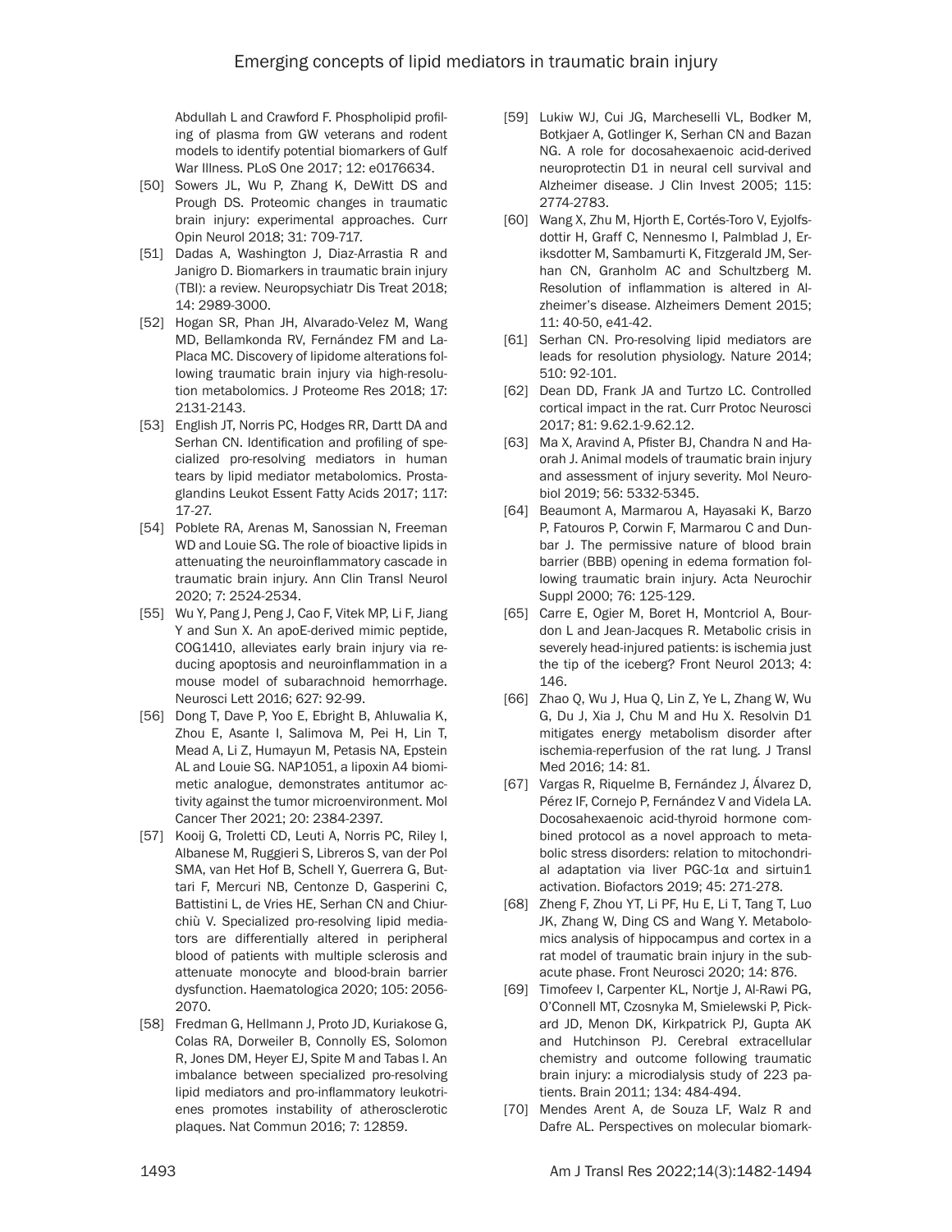Abdullah L and Crawford F. Phospholipid profiling of plasma from GW veterans and rodent models to identify potential biomarkers of Gulf War Illness. PLoS One 2017; 12: e0176634.

[50] Sowers JL, Wu P, Zhang K, DeWitt DS and Prough DS. Proteomic changes in traumatic brain injury: experimental approaches. Curr Opin Neurol 2018; 31: 709-717.

[51] Dadas A, Washington J, Diaz-Arrastia R and Janigro D. Biomarkers in traumatic brain injury (TBI): a review. Neuropsychiatr Dis Treat 2018; 14: 2989-3000.

[52] Hogan SR, Phan JH, Alvarado-Velez M, Wang MD, Bellamkonda RV, Fernández FM and LaPlaca MC. Discovery of lipidome alterations following traumatic brain injury via high-resolution metabolomics. J Proteome Res 2018; 17: 2131-2143.

[53] English JT, Norris PC, Hodges RR, Dartt DA and Serhan CN. Identification and profiling of specialized pro-resolving mediators in human tears by lipid mediator metabolomics. Prostaglandins Leukot Essent Fatty Acids 2017; 117: 17-27.

[54] Poblete RA, Arenas M, Sanossian N, Freeman WD and Louie SG. The role of bioactive lipids in attenuating the neuroinflammatory cascade in traumatic brain injury. Ann Clin Transl Neurol 2020; 7: 2524-2534.

[55] Wu Y, Pang J, Peng J, Cao F, Vitek MP, Li F, Jiang Y and Sun X. An apoE-derived mimic peptide, COG1410, alleviates early brain injury via reducing apoptosis and neuroinflammation in a mouse model of subarachnoid hemorrhage. Neurosci Lett 2016; 627: 92-99.

[56] Dong T, Dave P, Yoo E, Ebright B, Ahluwalia K, Zhou E, Asante I, Salimova M, Pei H, Lin T, Mead A, Li Z, Humayun M, Petasis NA, Epstein AL and Louie SG. NAP1051, a lipoxin A4 biomimetic analogue, demonstrates antitumor activity against the tumor microenvironment. Mol Cancer Ther 2021; 20: 2384-2397.

[57] Kooij G, Troletti CD, Leuti A, Norris PC, Riley I, Albanese M, Ruggieri S, Libreros S, van der Pol SMA, van Het Hof B, Schell Y, Guerrera G, Buttari F, Mercuri NB, Centonze D, Gasperini C, Battistini L, de Vries HE, Serhan CN and Chiurchiù V. Specialized pro-resolving lipid mediators are differentially altered in peripheral blood of patients with multiple sclerosis and attenuate monocyte and blood-brain barrier dysfunction. Haematologica 2020; 105: 2056-2070.

[58] Fredman G, Hellmann J, Proto JD, Kuriakose G, Colas RA, Dorweiler B, Connolly ES, Solomon R, Jones DM, Heyer EJ, Spite M and Tabas I. An imbalance between specialized pro-resolving lipid mediators and pro-inflammatory leukotrienes promotes instability of atherosclerotic plaques. Nat Commun 2016; 7: 12859.

[59] Lukiw WJ, Cui JG, Marcheselli VL, Bodker M, Botkjaer A, Gotlinger K, Serhan CN and Bazan NG. A role for docosahexaenoic acid-derived neuroprotectin D1 in neural cell survival and Alzheimer disease. J Clin Invest 2005; 115: 2774-2783.

[60] Wang X, Zhu M, Hjorth E, Cortés-Toro V, Eyjolfsdottir H, Graff C, Nennesmo I, Palmblad J, Eriksdotter M, Sambamurti K, Fitzgerald JM, Serhan CN, Granholm AC and Schultzberg M. Resolution of inflammation is altered in Alzheimer's disease. Alzheimers Dement 2015; 11: 40-50, e41-42.

[61] Serhan CN. Pro-resolving lipid mediators are leads for resolution physiology. Nature 2014; 510: 92-101.

[62] Dean DD, Frank JA and Turtzo LC. Controlled cortical impact in the rat. Curr Protoc Neurosci 2017; 81: 9.62.1-9.62.12.

[63] Ma X, Aravind A, Pfister BJ, Chandra N and Haorah J. Animal models of traumatic brain injury and assessment of injury severity. Mol Neurobiol 2019; 56: 5332-5345.

[64] Beaumont A, Marmarou A, Hayasaki K, Barzo P, Fatouros P, Corwin F, Marmarou C and Dunbar J. The permissive nature of blood brain barrier (BBB) opening in edema formation following traumatic brain injury. Acta Neurochir Suppl 2000; 76: 125-129.

[65] Carre E, Ogier M, Boret H, Montcriol A, Bourdon L and Jean-Jacques R. Metabolic crisis in severely head-injured patients: is ischemia just the tip of the iceberg? Front Neurol 2013; 4: 146.

[66] Zhao Q, Wu J, Hua Q, Lin Z, Ye L, Zhang W, Wu G, Du J, Xia J, Chu M and Hu X. Resolvin D1 mitigates energy metabolism disorder after ischemia-reperfusion of the rat lung. J Transl Med 2016; 14: 81.

[67] Vargas R, Riquelme B, Fernández J, Álvarez D, Pérez IF, Cornejo P, Fernández V and Videla LA. Docosahexaenoic acid-thyroid hormone combined protocol as a novel approach to metabolic stress disorders: relation to mitochondrial adaptation via liver PGC-1α and sirtuin1 activation. Biofactors 2019; 45: 271-278.

[68] Zheng F, Zhou YT, Li PF, Hu E, Li T, Tang T, Luo JK, Zhang W, Ding CS and Wang Y. Metabolomics analysis of hippocampus and cortex in a rat model of traumatic brain injury in the subacute phase. Front Neurosci 2020; 14: 876.

[69] Timofeev I, Carpenter KL, Nortje J, Al-Rawi PG, O'Connell MT, Czosnyka M, Smielewski P, Pickard JD, Menon DK, Kirkpatrick PJ, Gupta AK and Hutchinson PJ. Cerebral extracellular chemistry and outcome following traumatic brain injury: a microdialysis study of 223 patients. Brain 2011; 134: 484-494.

[70] Mendes Arent A, de Souza LF, Walz R and Dafre AL. Perspectives on molecular biomark-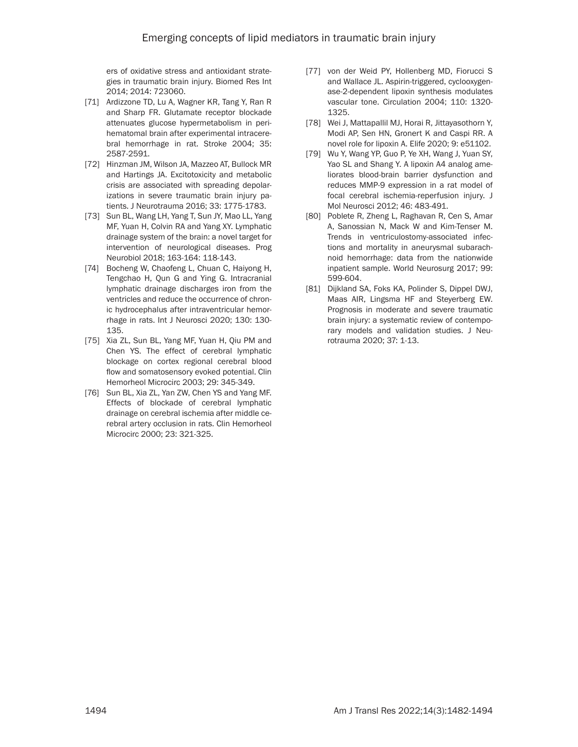ers of oxidative stress and antioxidant strategies in traumatic brain injury. Biomed Res Int 2014; 2014: 723060.

[71] Ardizzone TD, Lu A, Wagner KR, Tang Y, Ran R and Sharp FR. Glutamate receptor blockade attenuates glucose hypermetabolism in perihematomal brain after experimental intracerebral hemorrhage in rat. Stroke 2004; 35: 2587-2591.

[72] Hinzman JM, Wilson JA, Mazzeo AT, Bullock MR and Hartings JA. Excitotoxicity and metabolic crisis are associated with spreading depolarizations in severe traumatic brain injury patients. J Neurotrauma 2016; 33: 1775-1783.

[73] Sun BL, Wang LH, Yang T, Sun JY, Mao LL, Yang MF, Yuan H, Colvin RA and Yang XY. Lymphatic drainage system of the brain: a novel target for intervention of neurological diseases. Prog Neurobiol 2018; 163-164: 118-143.

[74] Bocheng W, Chaofeng L, Chuan C, Haiyong H, Tengchao H, Qun G and Ying G. Intracranial lymphatic drainage discharges iron from the ventricles and reduce the occurrence of chronic hydrocephalus after intraventricular hemorrhage in rats. Int J Neurosci 2020; 130: 130-135.

[75] Xia ZL, Sun BL, Yang MF, Yuan H, Qiu PM and Chen YS. The effect of cerebral lymphatic blockage on cortex regional cerebral blood flow and somatosensory evoked potential. Clin Hemorheol Microcirc 2003; 29: 345-349.

[76] Sun BL, Xia ZL, Yan ZW, Chen YS and Yang MF. Effects of blockade of cerebral lymphatic drainage on cerebral ischemia after middle cerebral artery occlusion in rats. Clin Hemorheol Microcirc 2000; 23: 321-325.

[77] von der Weid PY, Hollenberg MD, Fiorucci S and Wallace JL. Aspirin-triggered, cyclooxygenase-2-dependent lipoxin synthesis modulates vascular tone. Circulation 2004; 110: 1320-1325.

[78] Wei J, Mattapallil MJ, Horai R, Jittayasothorn Y, Modi AP, Sen HN, Gronert K and Caspi RR. A novel role for lipoxin A. Elife 2020; 9: e51102.

[79] Wu Y, Wang YP, Guo P, Ye XH, Wang J, Yuan SY, Yao SL and Shang Y. A lipoxin A4 analog ameliorates blood-brain barrier dysfunction and reduces MMP-9 expression in a rat model of focal cerebral ischemia-reperfusion injury. J Mol Neurosci 2012; 46: 483-491.

[80] Poblete R, Zheng L, Raghavan R, Cen S, Amar A, Sanossian N, Mack W and Kim-Tenser M. Trends in ventriculostomy-associated infections and mortality in aneurysmal subarachnoid hemorrhage: data from the nationwide inpatient sample. World Neurosurg 2017; 99: 599-604.

[81] Dijkland SA, Foks KA, Polinder S, Dippel DWJ, Maas AIR, Lingsma HF and Steyerberg EW. Prognosis in moderate and severe traumatic brain injury: a systematic review of contemporary models and validation studies. J Neurotrauma 2020; 37: 1-13.